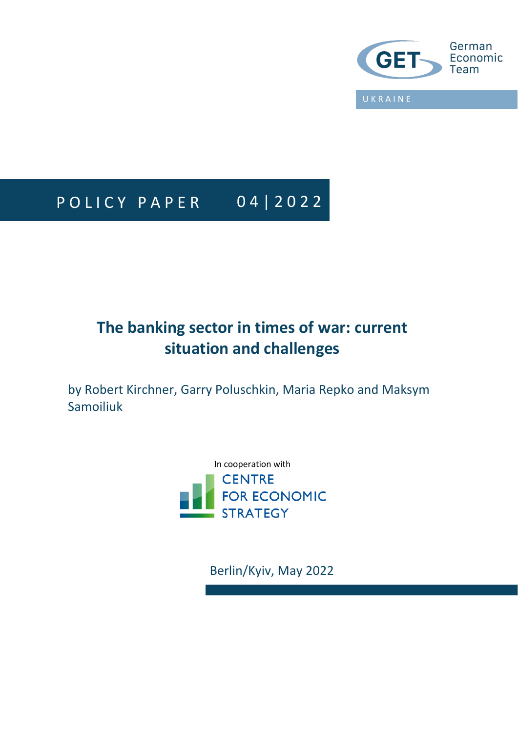German Economic Team

UKRAINE

POLICY PAPER 04 | 2022

# The banking sector in times of war: current situation and challenges

by Robert Kirchner, Garry Poluschkin, Maria Repko and Maksym Samoiliuk

In cooperation with

CENTRE FOR ECONOMIC STRATEGY

Berlin/Kyiv, May 2022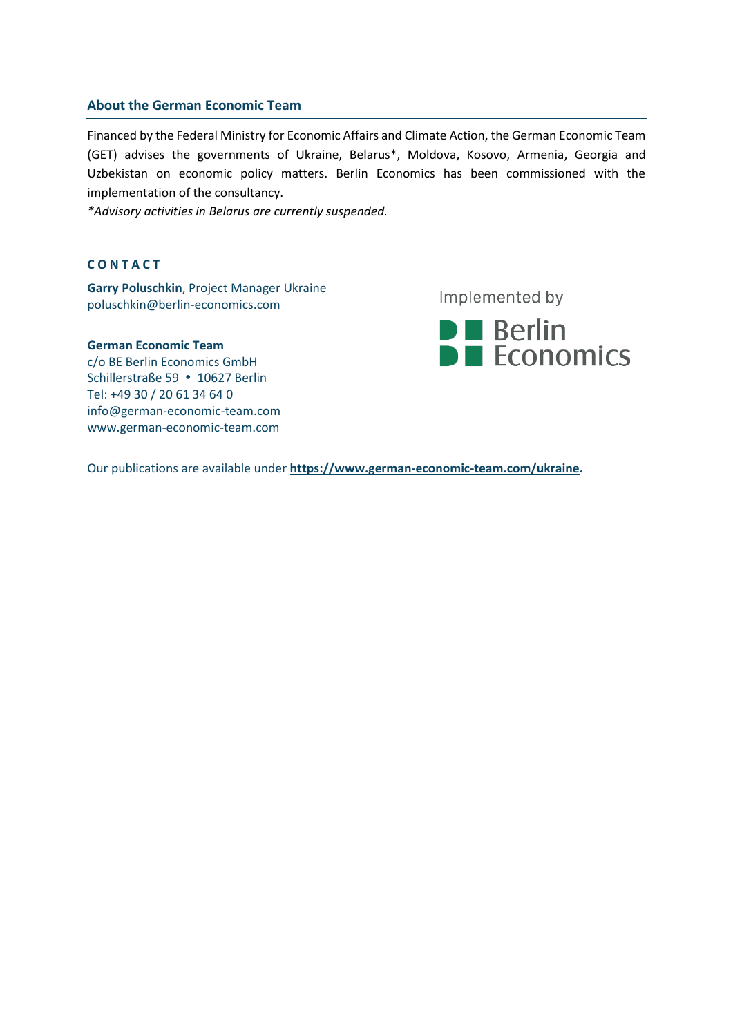## About the German Economic Team

Financed by the Federal Ministry for Economic Affairs and Climate Action, the German Economic Team (GET) advises the governments of Ukraine, Belarus*, Moldova, Kosovo, Armenia, Georgia and Uzbekistan on economic policy matters. Berlin Economics has been commissioned with the implementation of the consultancy.

*\*Advisory activities in Belarus are currently suspended.*

**CONTACT**

**Garry Poluschkin**, Project Manager Ukraine
poluschkin@berlin-economics.com

**German Economic Team**
c/o BE Berlin Economics GmbH
Schillerstraße 59 • 10627 Berlin
Tel: +49 30 / 20 61 34 64 0
info@german-economic-team.com
www.german-economic-team.com

Implemented by

Berlin Economics

Our publications are available under **https://www.german-economic-team.com/ukraine.**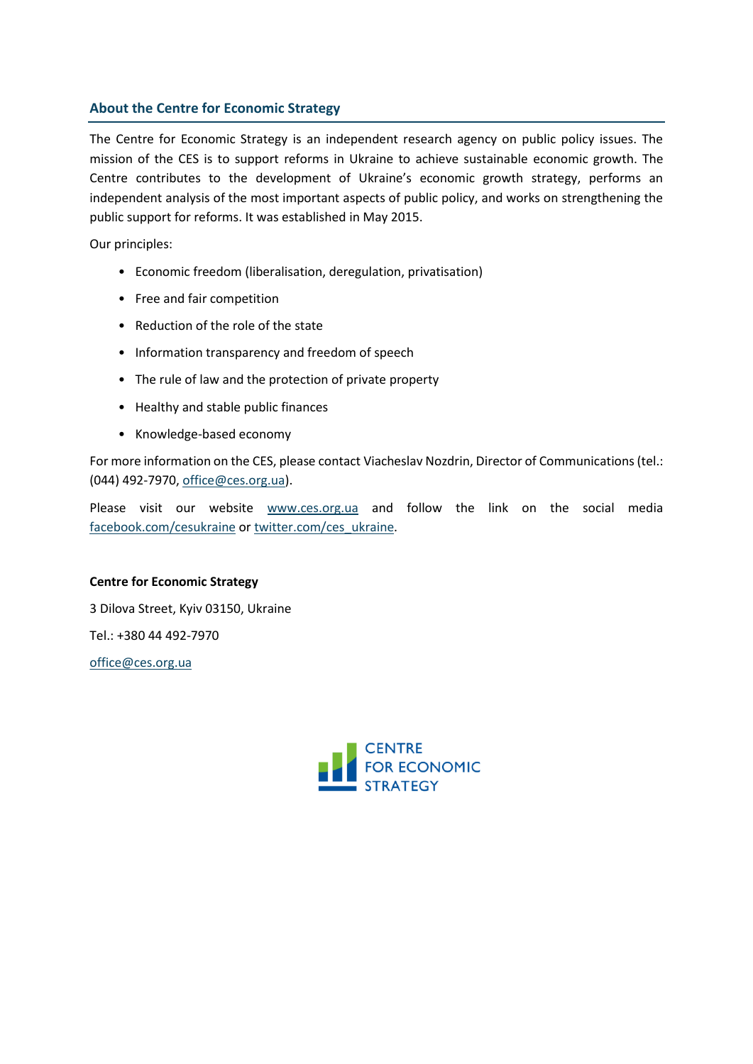## About the Centre for Economic Strategy

The Centre for Economic Strategy is an independent research agency on public policy issues. The mission of the CES is to support reforms in Ukraine to achieve sustainable economic growth. The Centre contributes to the development of Ukraine's economic growth strategy, performs an independent analysis of the most important aspects of public policy, and works on strengthening the public support for reforms. It was established in May 2015.

Our principles:

- Economic freedom (liberalisation, deregulation, privatisation)
- Free and fair competition
- Reduction of the role of the state
- Information transparency and freedom of speech
- The rule of law and the protection of private property
- Healthy and stable public finances
- Knowledge-based economy

For more information on the CES, please contact Viacheslav Nozdrin, Director of Communications (tel.: (044) 492-7970, office@ces.org.ua).

Please visit our website www.ces.org.ua and follow the link on the social media facebook.com/cesukraine or twitter.com/ces_ukraine.

**Centre for Economic Strategy**

3 Dilova Street, Kyiv 03150, Ukraine

Tel.: +380 44 492-7970

office@ces.org.ua

CENTRE FOR ECONOMIC STRATEGY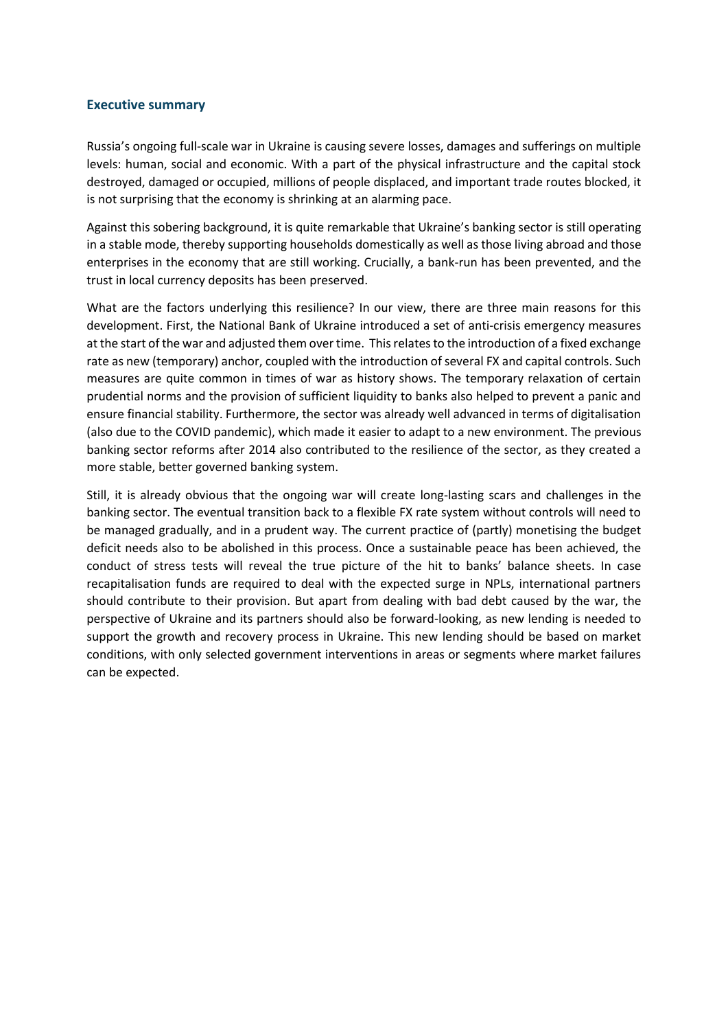## Executive summary

Russia's ongoing full-scale war in Ukraine is causing severe losses, damages and sufferings on multiple levels: human, social and economic. With a part of the physical infrastructure and the capital stock destroyed, damaged or occupied, millions of people displaced, and important trade routes blocked, it is not surprising that the economy is shrinking at an alarming pace.

Against this sobering background, it is quite remarkable that Ukraine's banking sector is still operating in a stable mode, thereby supporting households domestically as well as those living abroad and those enterprises in the economy that are still working. Crucially, a bank-run has been prevented, and the trust in local currency deposits has been preserved.

What are the factors underlying this resilience? In our view, there are three main reasons for this development. First, the National Bank of Ukraine introduced a set of anti-crisis emergency measures at the start of the war and adjusted them over time. This relates to the introduction of a fixed exchange rate as new (temporary) anchor, coupled with the introduction of several FX and capital controls. Such measures are quite common in times of war as history shows. The temporary relaxation of certain prudential norms and the provision of sufficient liquidity to banks also helped to prevent a panic and ensure financial stability. Furthermore, the sector was already well advanced in terms of digitalisation (also due to the COVID pandemic), which made it easier to adapt to a new environment. The previous banking sector reforms after 2014 also contributed to the resilience of the sector, as they created a more stable, better governed banking system.

Still, it is already obvious that the ongoing war will create long-lasting scars and challenges in the banking sector. The eventual transition back to a flexible FX rate system without controls will need to be managed gradually, and in a prudent way. The current practice of (partly) monetising the budget deficit needs also to be abolished in this process. Once a sustainable peace has been achieved, the conduct of stress tests will reveal the true picture of the hit to banks' balance sheets. In case recapitalisation funds are required to deal with the expected surge in NPLs, international partners should contribute to their provision. But apart from dealing with bad debt caused by the war, the perspective of Ukraine and its partners should also be forward-looking, as new lending is needed to support the growth and recovery process in Ukraine. This new lending should be based on market conditions, with only selected government interventions in areas or segments where market failures can be expected.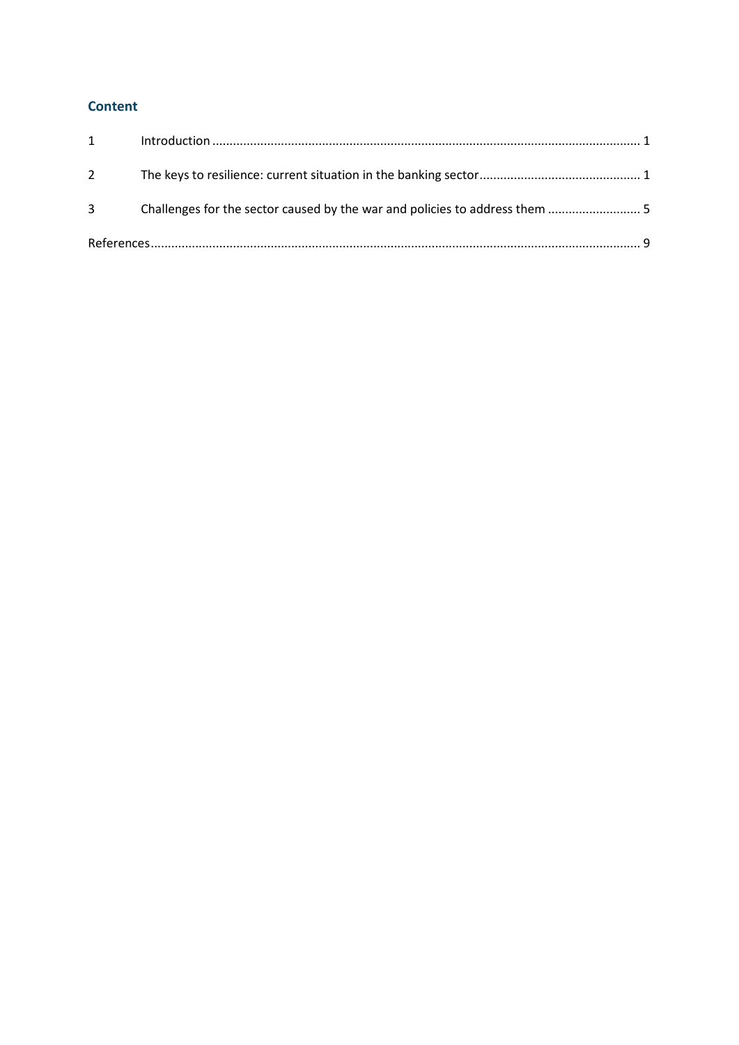## Content

1 Introduction ........................................................................................................................... 1

2 The keys to resilience: current situation in the banking sector .............................................. 1

3 Challenges for the sector caused by the war and policies to address them ........................... 5

References ................................................................................................................................. 9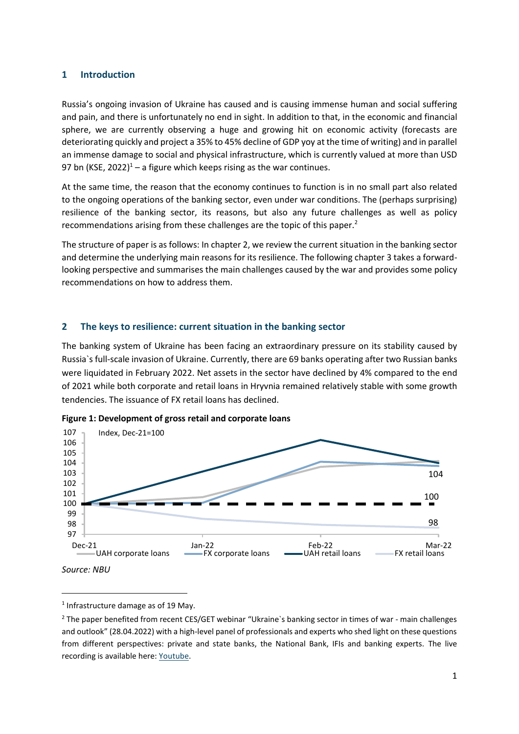## 1 Introduction

Russia's ongoing invasion of Ukraine has caused and is causing immense human and social suffering and pain, and there is unfortunately no end in sight. In addition to that, in the economic and financial sphere, we are currently observing a huge and growing hit on economic activity (forecasts are deteriorating quickly and project a 35% to 45% decline of GDP yoy at the time of writing) and in parallel an immense damage to social and physical infrastructure, which is currently valued at more than USD 97 bn (KSE, 2022)[1] – a figure which keeps rising as the war continues.

At the same time, the reason that the economy continues to function is in no small part also related to the ongoing operations of the banking sector, even under war conditions. The (perhaps surprising) resilience of the banking sector, its reasons, but also any future challenges as well as policy recommendations arising from these challenges are the topic of this paper.[2]

The structure of paper is as follows: In chapter 2, we review the current situation in the banking sector and determine the underlying main reasons for its resilience. The following chapter 3 takes a forward-looking perspective and summarises the main challenges caused by the war and provides some policy recommendations on how to address them.

## 2 The keys to resilience: current situation in the banking sector

The banking system of Ukraine has been facing an extraordinary pressure on its stability caused by Russia`s full-scale invasion of Ukraine. Currently, there are 69 banks operating after two Russian banks were liquidated in February 2022. Net assets in the sector have declined by 4% compared to the end of 2021 while both corporate and retail loans in Hryvnia remained relatively stable with some growth tendencies. The issuance of FX retail loans has declined.

**Figure 1: Development of gross retail and corporate loans**

*Source: NBU*

---

[1] Infrastructure damage as of 19 May.

[2] The paper benefited from recent CES/GET webinar "Ukraine`s banking sector in times of war - main challenges and outlook" (28.04.2022) with a high-level panel of professionals and experts who shed light on these questions from different perspectives: private and state banks, the National Bank, IFIs and banking experts. The live recording is available here: Youtube.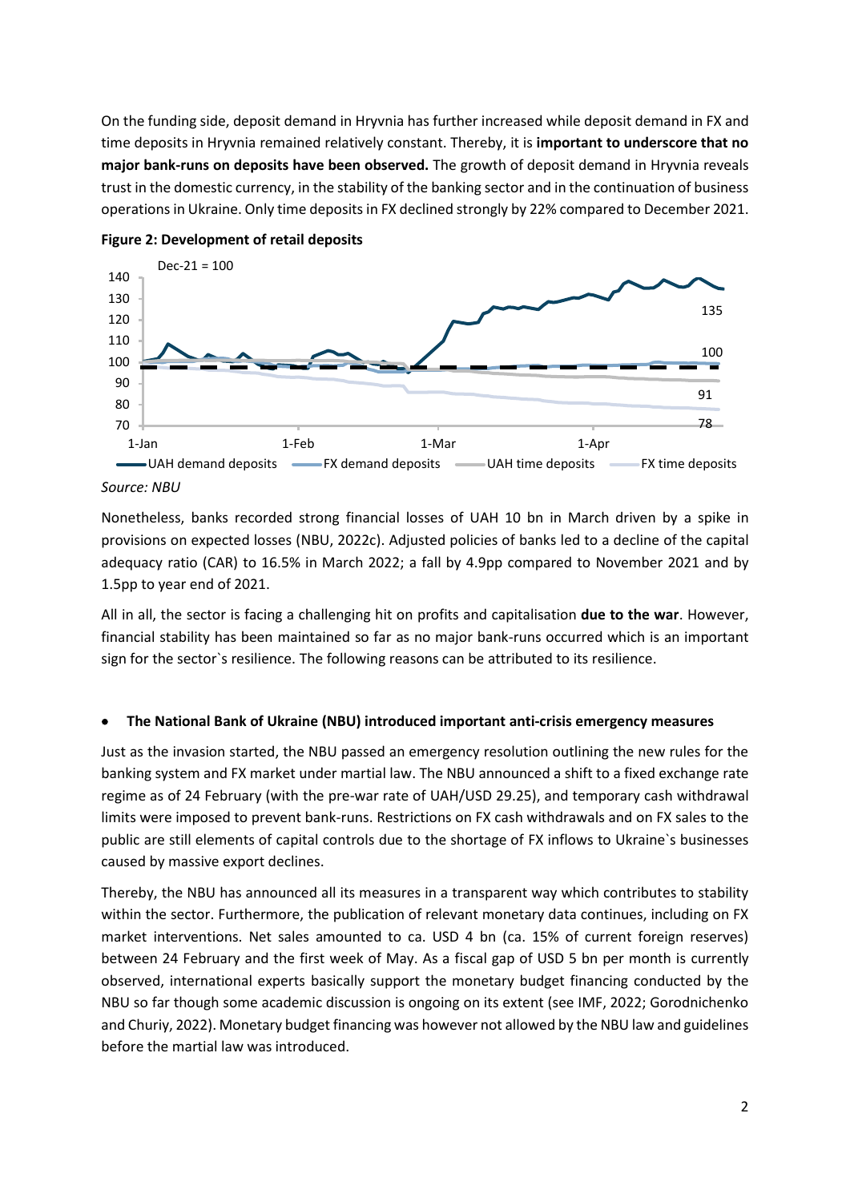On the funding side, deposit demand in Hryvnia has further increased while deposit demand in FX and time deposits in Hryvnia remained relatively constant. Thereby, it is **important to underscore that no major bank-runs on deposits have been observed.** The growth of deposit demand in Hryvnia reveals trust in the domestic currency, in the stability of the banking sector and in the continuation of business operations in Ukraine. Only time deposits in FX declined strongly by 22% compared to December 2021.

**Figure 2: Development of retail deposits**

*Source: NBU*

Nonetheless, banks recorded strong financial losses of UAH 10 bn in March driven by a spike in provisions on expected losses (NBU, 2022c). Adjusted policies of banks led to a decline of the capital adequacy ratio (CAR) to 16.5% in March 2022; a fall by 4.9pp compared to November 2021 and by 1.5pp to year end of 2021.

All in all, the sector is facing a challenging hit on profits and capitalisation **due to the war**. However, financial stability has been maintained so far as no major bank-runs occurred which is an important sign for the sector`s resilience. The following reasons can be attributed to its resilience.

- **The National Bank of Ukraine (NBU) introduced important anti-crisis emergency measures**

Just as the invasion started, the NBU passed an emergency resolution outlining the new rules for the banking system and FX market under martial law. The NBU announced a shift to a fixed exchange rate regime as of 24 February (with the pre-war rate of UAH/USD 29.25), and temporary cash withdrawal limits were imposed to prevent bank-runs. Restrictions on FX cash withdrawals and on FX sales to the public are still elements of capital controls due to the shortage of FX inflows to Ukraine`s businesses caused by massive export declines.

Thereby, the NBU has announced all its measures in a transparent way which contributes to stability within the sector. Furthermore, the publication of relevant monetary data continues, including on FX market interventions. Net sales amounted to ca. USD 4 bn (ca. 15% of current foreign reserves) between 24 February and the first week of May. As a fiscal gap of USD 5 bn per month is currently observed, international experts basically support the monetary budget financing conducted by the NBU so far though some academic discussion is ongoing on its extent (see IMF, 2022; Gorodnichenko and Churiy, 2022). Monetary budget financing was however not allowed by the NBU law and guidelines before the martial law was introduced.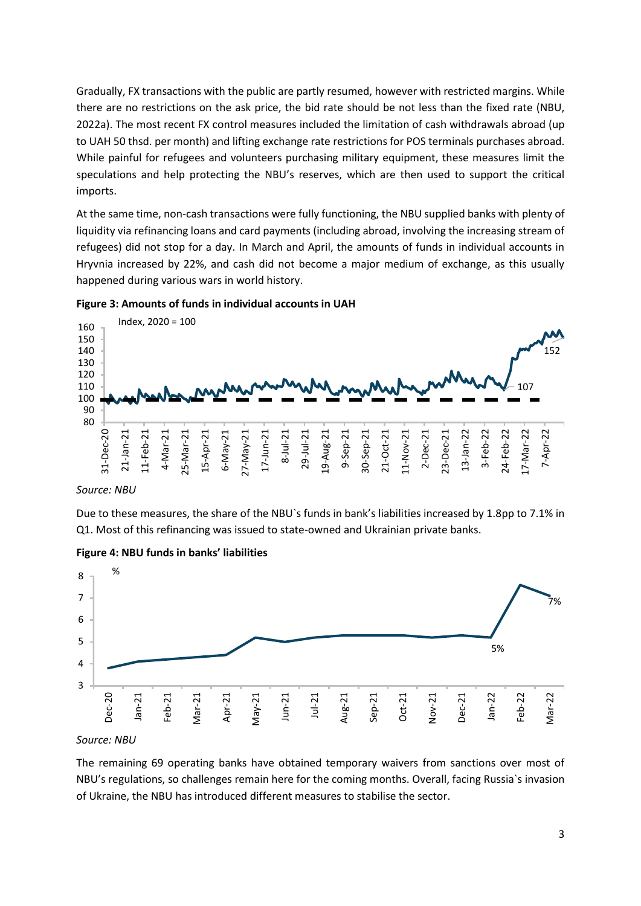Gradually, FX transactions with the public are partly resumed, however with restricted margins. While there are no restrictions on the ask price, the bid rate should be not less than the fixed rate (NBU, 2022a). The most recent FX control measures included the limitation of cash withdrawals abroad (up to UAH 50 thsd. per month) and lifting exchange rate restrictions for POS terminals purchases abroad. While painful for refugees and volunteers purchasing military equipment, these measures limit the speculations and help protecting the NBU's reserves, which are then used to support the critical imports.

At the same time, non-cash transactions were fully functioning, the NBU supplied banks with plenty of liquidity via refinancing loans and card payments (including abroad, involving the increasing stream of refugees) did not stop for a day. In March and April, the amounts of funds in individual accounts in Hryvnia increased by 22%, and cash did not become a major medium of exchange, as this usually happened during various wars in world history.

**Figure 3: Amounts of funds in individual accounts in UAH**

*Source: NBU*

Due to these measures, the share of the NBU`s funds in bank's liabilities increased by 1.8pp to 7.1% in Q1. Most of this refinancing was issued to state-owned and Ukrainian private banks.

**Figure 4: NBU funds in banks' liabilities**

*Source: NBU*

The remaining 69 operating banks have obtained temporary waivers from sanctions over most of NBU's regulations, so challenges remain here for the coming months. Overall, facing Russia`s invasion of Ukraine, the NBU has introduced different measures to stabilise the sector.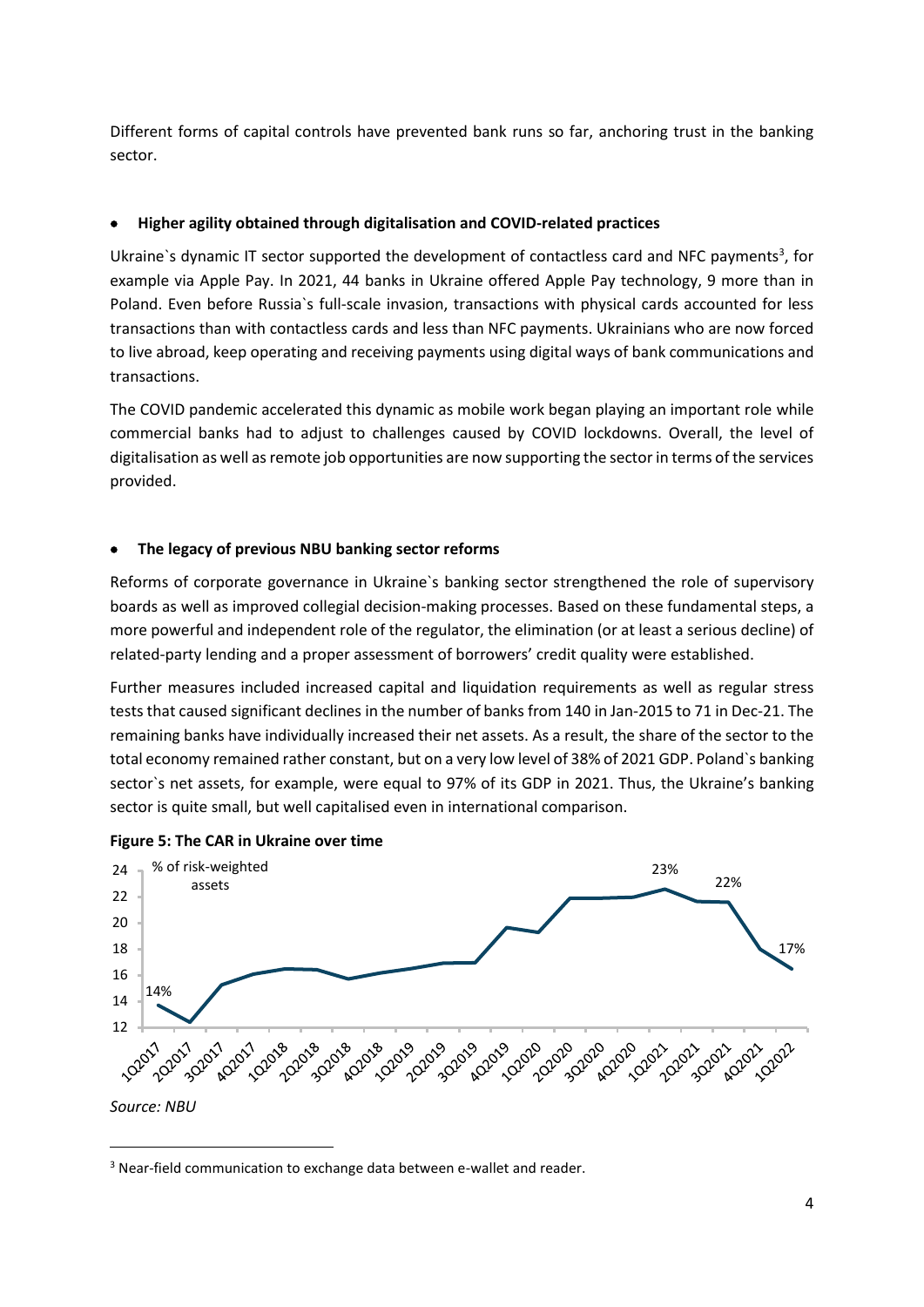Different forms of capital controls have prevented bank runs so far, anchoring trust in the banking sector.

- **Higher agility obtained through digitalisation and COVID-related practices**

Ukraine`s dynamic IT sector supported the development of contactless card and NFC payments[3], for example via Apple Pay. In 2021, 44 banks in Ukraine offered Apple Pay technology, 9 more than in Poland. Even before Russia`s full-scale invasion, transactions with physical cards accounted for less transactions than with contactless cards and less than NFC payments. Ukrainians who are now forced to live abroad, keep operating and receiving payments using digital ways of bank communications and transactions.

The COVID pandemic accelerated this dynamic as mobile work began playing an important role while commercial banks had to adjust to challenges caused by COVID lockdowns. Overall, the level of digitalisation as well as remote job opportunities are now supporting the sector in terms of the services provided.

- **The legacy of previous NBU banking sector reforms**

Reforms of corporate governance in Ukraine`s banking sector strengthened the role of supervisory boards as well as improved collegial decision-making processes. Based on these fundamental steps, a more powerful and independent role of the regulator, the elimination (or at least a serious decline) of related-party lending and a proper assessment of borrowers' credit quality were established.

Further measures included increased capital and liquidation requirements as well as regular stress tests that caused significant declines in the number of banks from 140 in Jan-2015 to 71 in Dec-21. The remaining banks have individually increased their net assets. As a result, the share of the sector to the total economy remained rather constant, but on a very low level of 38% of 2021 GDP. Poland`s banking sector`s net assets, for example, were equal to 97% of its GDP in 2021. Thus, the Ukraine's banking sector is quite small, but well capitalised even in international comparison.

**Figure 5: The CAR in Ukraine over time**

*Source: NBU*

[3] Near-field communication to exchange data between e-wallet and reader.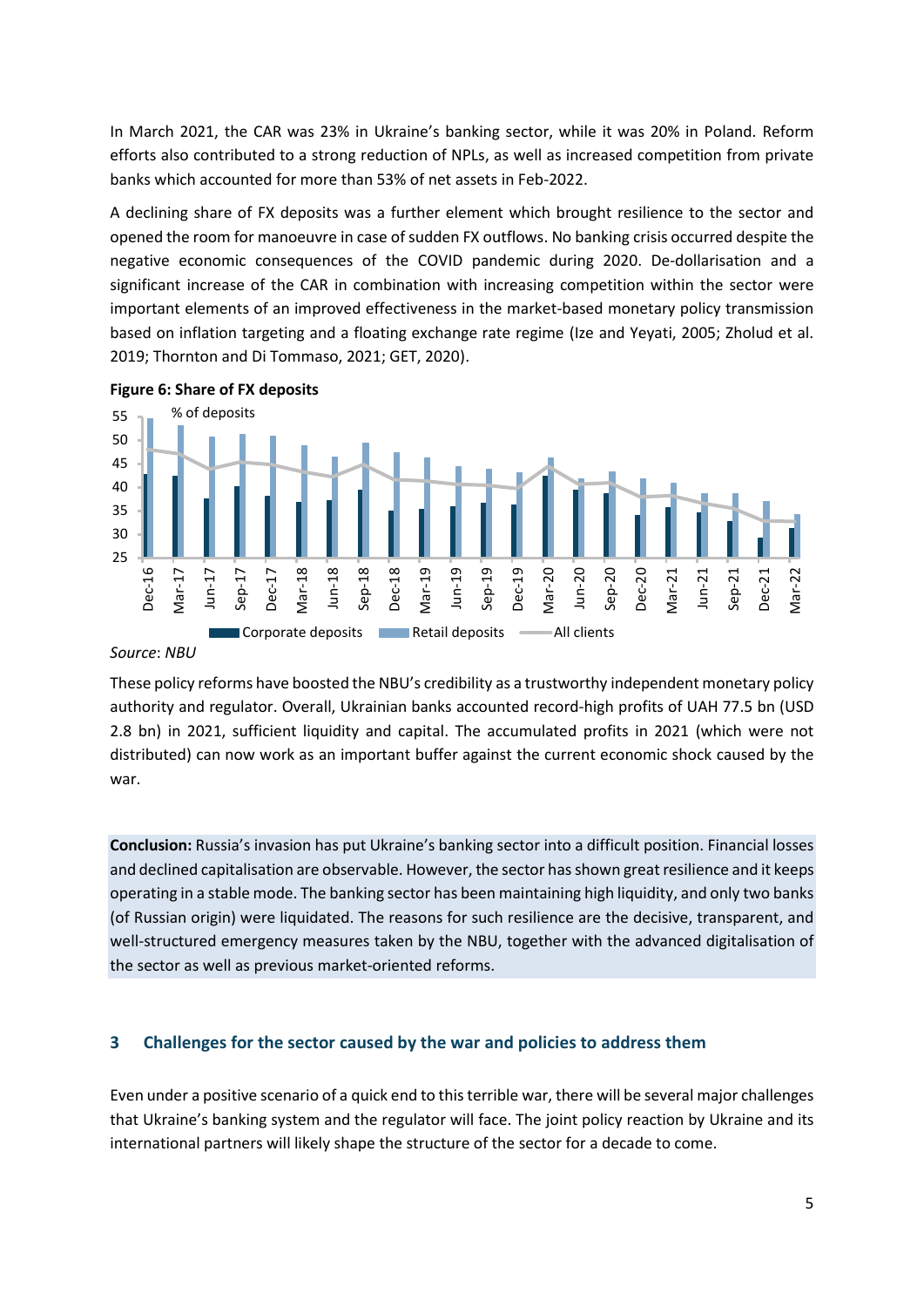In March 2021, the CAR was 23% in Ukraine's banking sector, while it was 20% in Poland. Reform efforts also contributed to a strong reduction of NPLs, as well as increased competition from private banks which accounted for more than 53% of net assets in Feb-2022.

A declining share of FX deposits was a further element which brought resilience to the sector and opened the room for manoeuvre in case of sudden FX outflows. No banking crisis occurred despite the negative economic consequences of the COVID pandemic during 2020. De-dollarisation and a significant increase of the CAR in combination with increasing competition within the sector were important elements of an improved effectiveness in the market-based monetary policy transmission based on inflation targeting and a floating exchange rate regime (Ize and Yeyati, 2005; Zholud et al. 2019; Thornton and Di Tommaso, 2021; GET, 2020).

**Figure 6: Share of FX deposits**

*Source*: *NBU*

These policy reforms have boosted the NBU's credibility as a trustworthy independent monetary policy authority and regulator. Overall, Ukrainian banks accounted record-high profits of UAH 77.5 bn (USD 2.8 bn) in 2021, sufficient liquidity and capital. The accumulated profits in 2021 (which were not distributed) can now work as an important buffer against the current economic shock caused by the war.

**Conclusion:** Russia's invasion has put Ukraine's banking sector into a difficult position. Financial losses and declined capitalisation are observable. However, the sector has shown great resilience and it keeps operating in a stable mode. The banking sector has been maintaining high liquidity, and only two banks (of Russian origin) were liquidated. The reasons for such resilience are the decisive, transparent, and well-structured emergency measures taken by the NBU, together with the advanced digitalisation of the sector as well as previous market-oriented reforms.

## 3 Challenges for the sector caused by the war and policies to address them

Even under a positive scenario of a quick end to this terrible war, there will be several major challenges that Ukraine's banking system and the regulator will face. The joint policy reaction by Ukraine and its international partners will likely shape the structure of the sector for a decade to come.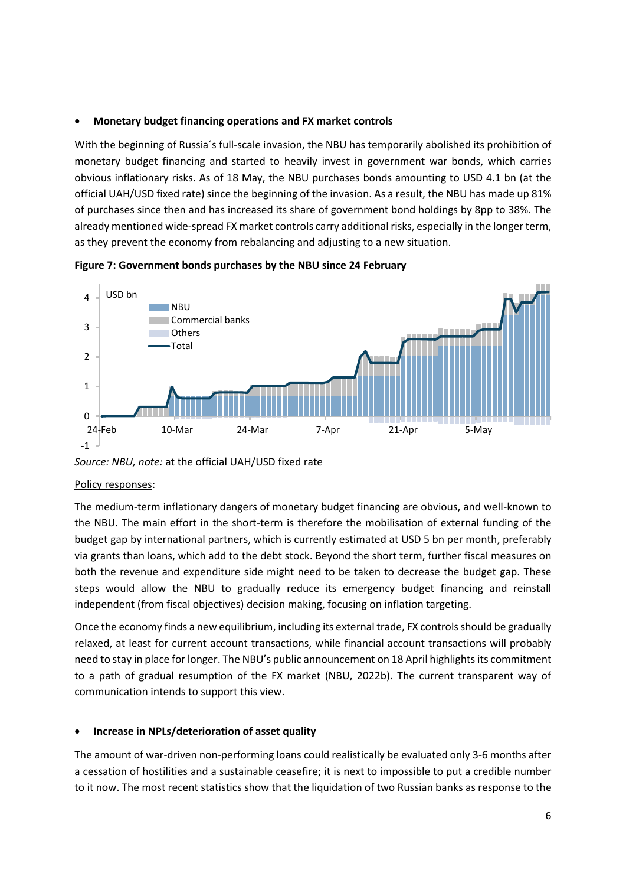- **Monetary budget financing operations and FX market controls**

With the beginning of Russia´s full-scale invasion, the NBU has temporarily abolished its prohibition of monetary budget financing and started to heavily invest in government war bonds, which carries obvious inflationary risks. As of 18 May, the NBU purchases bonds amounting to USD 4.1 bn (at the official UAH/USD fixed rate) since the beginning of the invasion. As a result, the NBU has made up 81% of purchases since then and has increased its share of government bond holdings by 8pp to 38%. The already mentioned wide-spread FX market controls carry additional risks, especially in the longer term, as they prevent the economy from rebalancing and adjusting to a new situation.

**Figure 7: Government bonds purchases by the NBU since 24 February**

*Source: NBU, note:* at the official UAH/USD fixed rate

Policy responses:

The medium-term inflationary dangers of monetary budget financing are obvious, and well-known to the NBU. The main effort in the short-term is therefore the mobilisation of external funding of the budget gap by international partners, which is currently estimated at USD 5 bn per month, preferably via grants than loans, which add to the debt stock. Beyond the short term, further fiscal measures on both the revenue and expenditure side might need to be taken to decrease the budget gap. These steps would allow the NBU to gradually reduce its emergency budget financing and reinstall independent (from fiscal objectives) decision making, focusing on inflation targeting.

Once the economy finds a new equilibrium, including its external trade, FX controls should be gradually relaxed, at least for current account transactions, while financial account transactions will probably need to stay in place for longer. The NBU's public announcement on 18 April highlights its commitment to a path of gradual resumption of the FX market (NBU, 2022b). The current transparent way of communication intends to support this view.

- **Increase in NPLs/deterioration of asset quality**

The amount of war-driven non-performing loans could realistically be evaluated only 3-6 months after a cessation of hostilities and a sustainable ceasefire; it is next to impossible to put a credible number to it now. The most recent statistics show that the liquidation of two Russian banks as response to the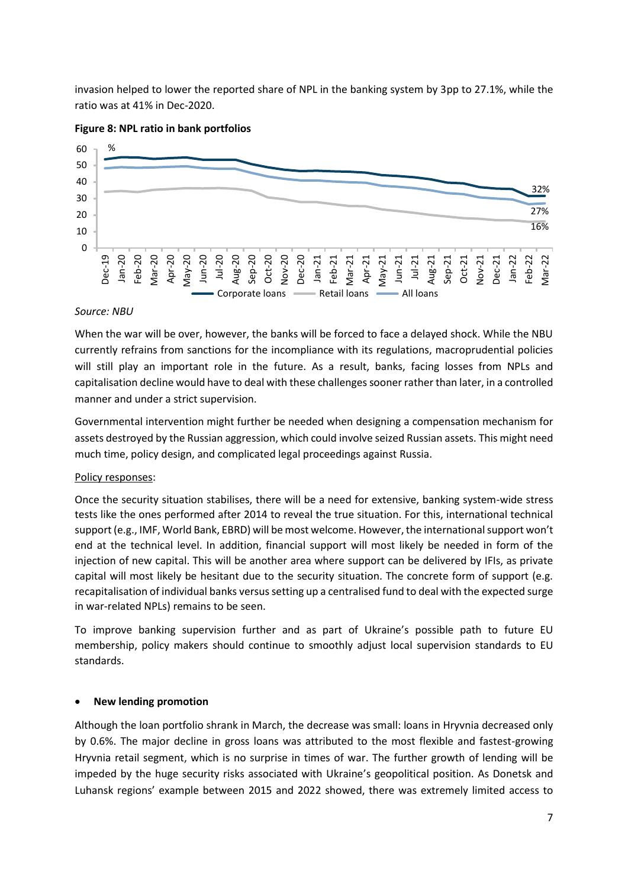invasion helped to lower the reported share of NPL in the banking system by 3pp to 27.1%, while the ratio was at 41% in Dec-2020.

**Figure 8: NPL ratio in bank portfolios**

*Source: NBU*

When the war will be over, however, the banks will be forced to face a delayed shock. While the NBU currently refrains from sanctions for the incompliance with its regulations, macroprudential policies will still play an important role in the future. As a result, banks, facing losses from NPLs and capitalisation decline would have to deal with these challenges sooner rather than later, in a controlled manner and under a strict supervision.

Governmental intervention might further be needed when designing a compensation mechanism for assets destroyed by the Russian aggression, which could involve seized Russian assets. This might need much time, policy design, and complicated legal proceedings against Russia.

Policy responses:

Once the security situation stabilises, there will be a need for extensive, banking system-wide stress tests like the ones performed after 2014 to reveal the true situation. For this, international technical support (e.g., IMF, World Bank, EBRD) will be most welcome. However, the international support won't end at the technical level. In addition, financial support will most likely be needed in form of the injection of new capital. This will be another area where support can be delivered by IFIs, as private capital will most likely be hesitant due to the security situation. The concrete form of support (e.g. recapitalisation of individual banks versus setting up a centralised fund to deal with the expected surge in war-related NPLs) remains to be seen.

To improve banking supervision further and as part of Ukraine's possible path to future EU membership, policy makers should continue to smoothly adjust local supervision standards to EU standards.

- **New lending promotion**

Although the loan portfolio shrank in March, the decrease was small: loans in Hryvnia decreased only by 0.6%. The major decline in gross loans was attributed to the most flexible and fastest-growing Hryvnia retail segment, which is no surprise in times of war. The further growth of lending will be impeded by the huge security risks associated with Ukraine's geopolitical position. As Donetsk and Luhansk regions' example between 2015 and 2022 showed, there was extremely limited access to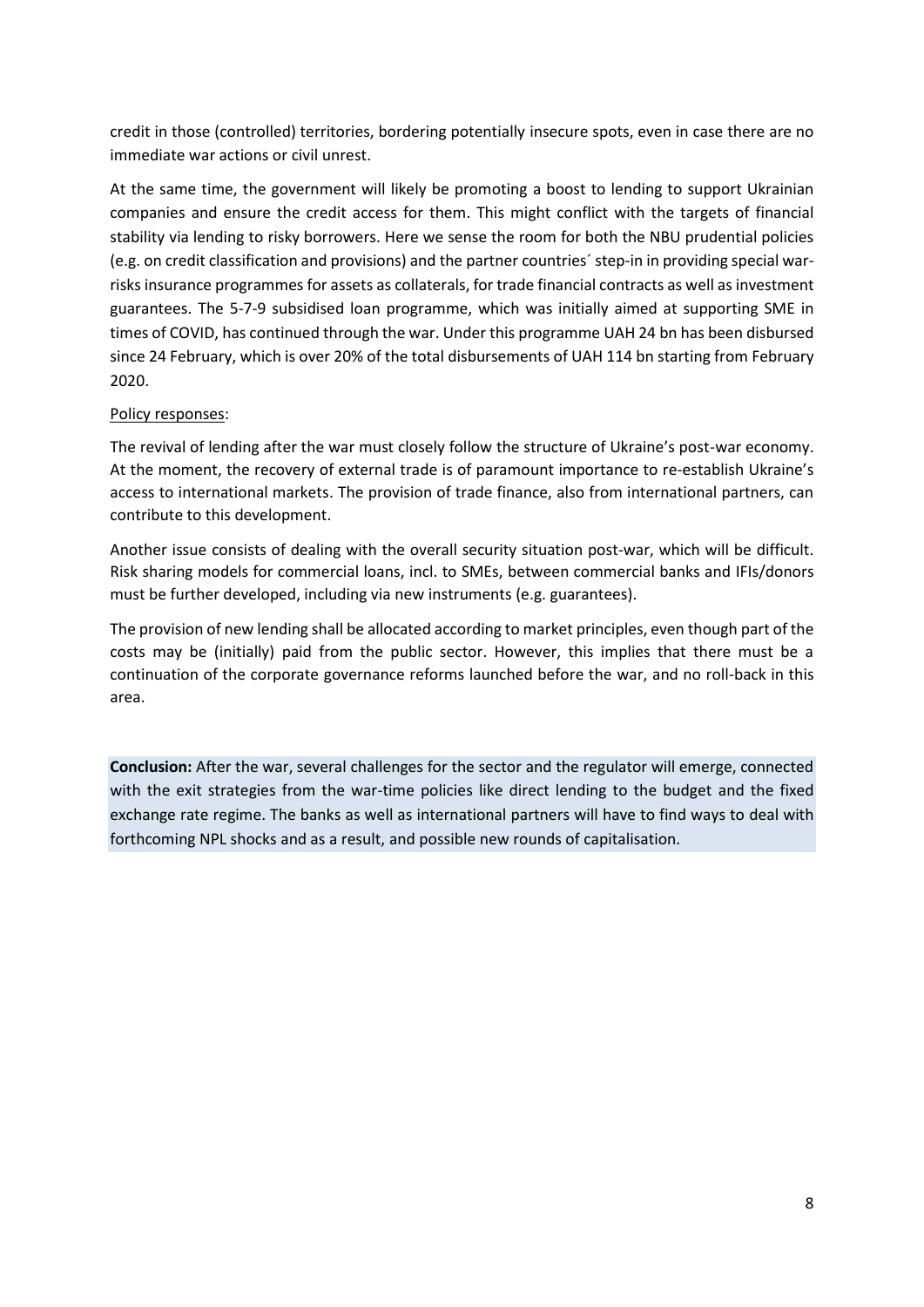credit in those (controlled) territories, bordering potentially insecure spots, even in case there are no immediate war actions or civil unrest.

At the same time, the government will likely be promoting a boost to lending to support Ukrainian companies and ensure the credit access for them. This might conflict with the targets of financial stability via lending to risky borrowers. Here we sense the room for both the NBU prudential policies (e.g. on credit classification and provisions) and the partner countries´ step-in in providing special war-risks insurance programmes for assets as collaterals, for trade financial contracts as well as investment guarantees. The 5-7-9 subsidised loan programme, which was initially aimed at supporting SME in times of COVID, has continued through the war. Under this programme UAH 24 bn has been disbursed since 24 February, which is over 20% of the total disbursements of UAH 114 bn starting from February 2020.

<u>Policy responses</u>:

The revival of lending after the war must closely follow the structure of Ukraine's post-war economy. At the moment, the recovery of external trade is of paramount importance to re-establish Ukraine's access to international markets. The provision of trade finance, also from international partners, can contribute to this development.

Another issue consists of dealing with the overall security situation post-war, which will be difficult. Risk sharing models for commercial loans, incl. to SMEs, between commercial banks and IFIs/donors must be further developed, including via new instruments (e.g. guarantees).

The provision of new lending shall be allocated according to market principles, even though part of the costs may be (initially) paid from the public sector. However, this implies that there must be a continuation of the corporate governance reforms launched before the war, and no roll-back in this area.

**Conclusion:** After the war, several challenges for the sector and the regulator will emerge, connected with the exit strategies from the war-time policies like direct lending to the budget and the fixed exchange rate regime. The banks as well as international partners will have to find ways to deal with forthcoming NPL shocks and as a result, and possible new rounds of capitalisation.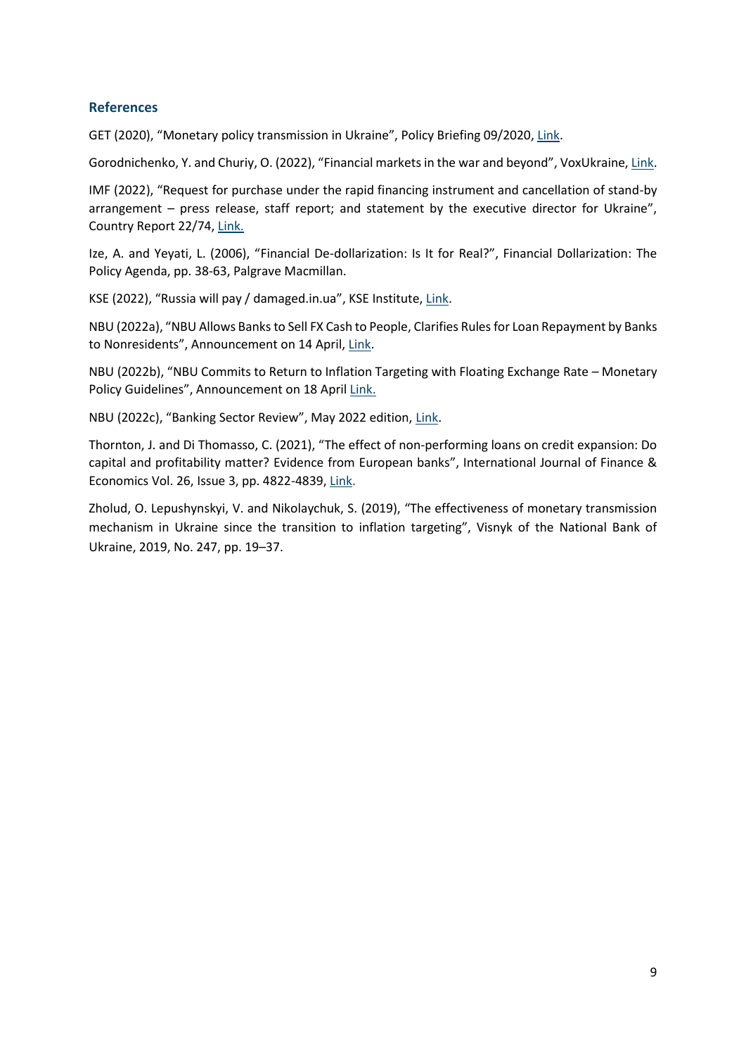## References

GET (2020), "Monetary policy transmission in Ukraine", Policy Briefing 09/2020, Link.

Gorodnichenko, Y. and Churiy, O. (2022), "Financial markets in the war and beyond", VoxUkraine, Link.

IMF (2022), "Request for purchase under the rapid financing instrument and cancellation of stand-by arrangement – press release, staff report; and statement by the executive director for Ukraine", Country Report 22/74, Link.

Ize, A. and Yeyati, L. (2006), "Financial De-dollarization: Is It for Real?", Financial Dollarization: The Policy Agenda, pp. 38-63, Palgrave Macmillan.

KSE (2022), "Russia will pay / damaged.in.ua", KSE Institute, Link.

NBU (2022a), "NBU Allows Banks to Sell FX Cash to People, Clarifies Rules for Loan Repayment by Banks to Nonresidents", Announcement on 14 April, Link.

NBU (2022b), "NBU Commits to Return to Inflation Targeting with Floating Exchange Rate – Monetary Policy Guidelines", Announcement on 18 April Link.

NBU (2022c), "Banking Sector Review", May 2022 edition, Link.

Thornton, J. and Di Thomasso, C. (2021), "The effect of non-performing loans on credit expansion: Do capital and profitability matter? Evidence from European banks", International Journal of Finance & Economics Vol. 26, Issue 3, pp. 4822-4839, Link.

Zholud, O. Lepushynskyi, V. and Nikolaychuk, S. (2019), "The effectiveness of monetary transmission mechanism in Ukraine since the transition to inflation targeting", Visnyk of the National Bank of Ukraine, 2019, No. 247, pp. 19–37.